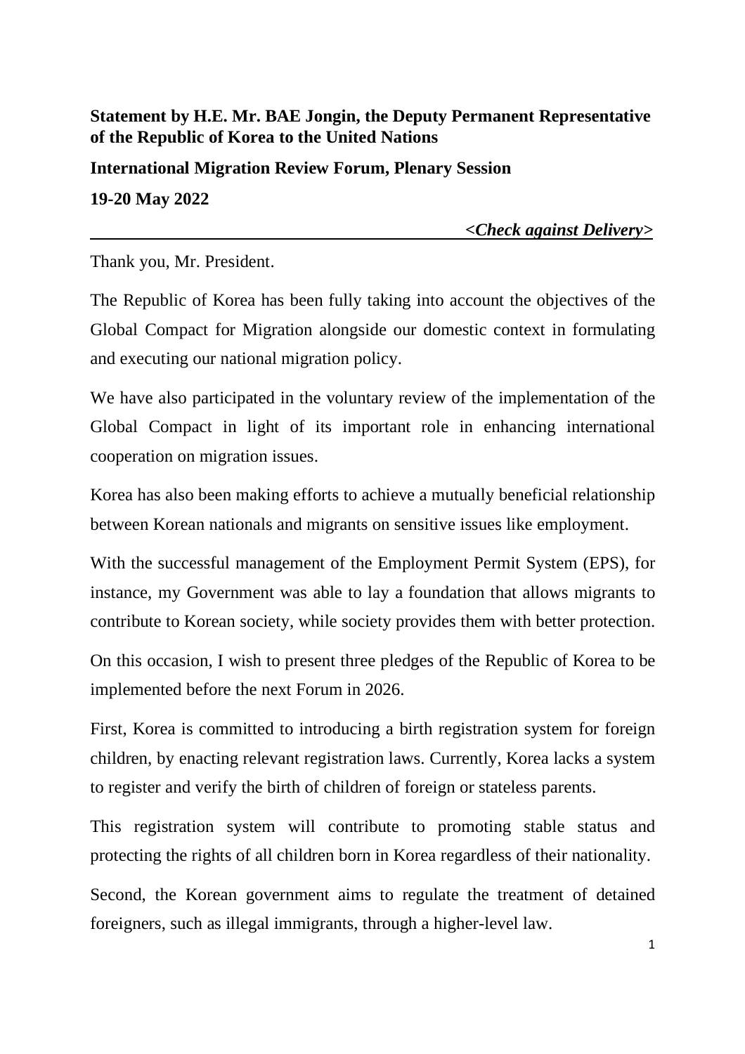**Statement by H.E. Mr. BAE Jongin, the Deputy Permanent Representative of the Republic of Korea to the United Nations**

**International Migration Review Forum, Plenary Session**

**19-20 May 2022**

***<Check against Delivery>***

Thank you, Mr. President.

The Republic of Korea has been fully taking into account the objectives of the Global Compact for Migration alongside our domestic context in formulating and executing our national migration policy.

We have also participated in the voluntary review of the implementation of the Global Compact in light of its important role in enhancing international cooperation on migration issues.

Korea has also been making efforts to achieve a mutually beneficial relationship between Korean nationals and migrants on sensitive issues like employment.

With the successful management of the Employment Permit System (EPS), for instance, my Government was able to lay a foundation that allows migrants to contribute to Korean society, while society provides them with better protection.

On this occasion, I wish to present three pledges of the Republic of Korea to be implemented before the next Forum in 2026.

First, Korea is committed to introducing a birth registration system for foreign children, by enacting relevant registration laws. Currently, Korea lacks a system to register and verify the birth of children of foreign or stateless parents.

This registration system will contribute to promoting stable status and protecting the rights of all children born in Korea regardless of their nationality.

Second, the Korean government aims to regulate the treatment of detained foreigners, such as illegal immigrants, through a higher-level law.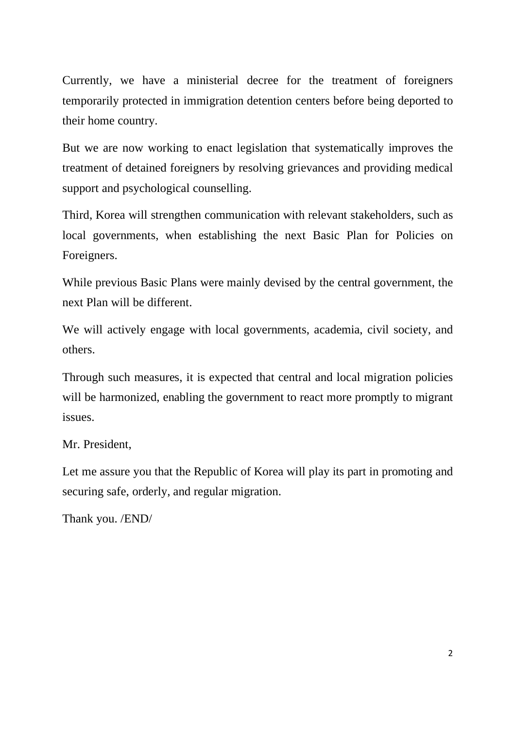Currently, we have a ministerial decree for the treatment of foreigners temporarily protected in immigration detention centers before being deported to their home country.

But we are now working to enact legislation that systematically improves the treatment of detained foreigners by resolving grievances and providing medical support and psychological counselling.

Third, Korea will strengthen communication with relevant stakeholders, such as local governments, when establishing the next Basic Plan for Policies on Foreigners.

While previous Basic Plans were mainly devised by the central government, the next Plan will be different.

We will actively engage with local governments, academia, civil society, and others.

Through such measures, it is expected that central and local migration policies will be harmonized, enabling the government to react more promptly to migrant issues.

Mr. President,

Let me assure you that the Republic of Korea will play its part in promoting and securing safe, orderly, and regular migration.

Thank you. /END/